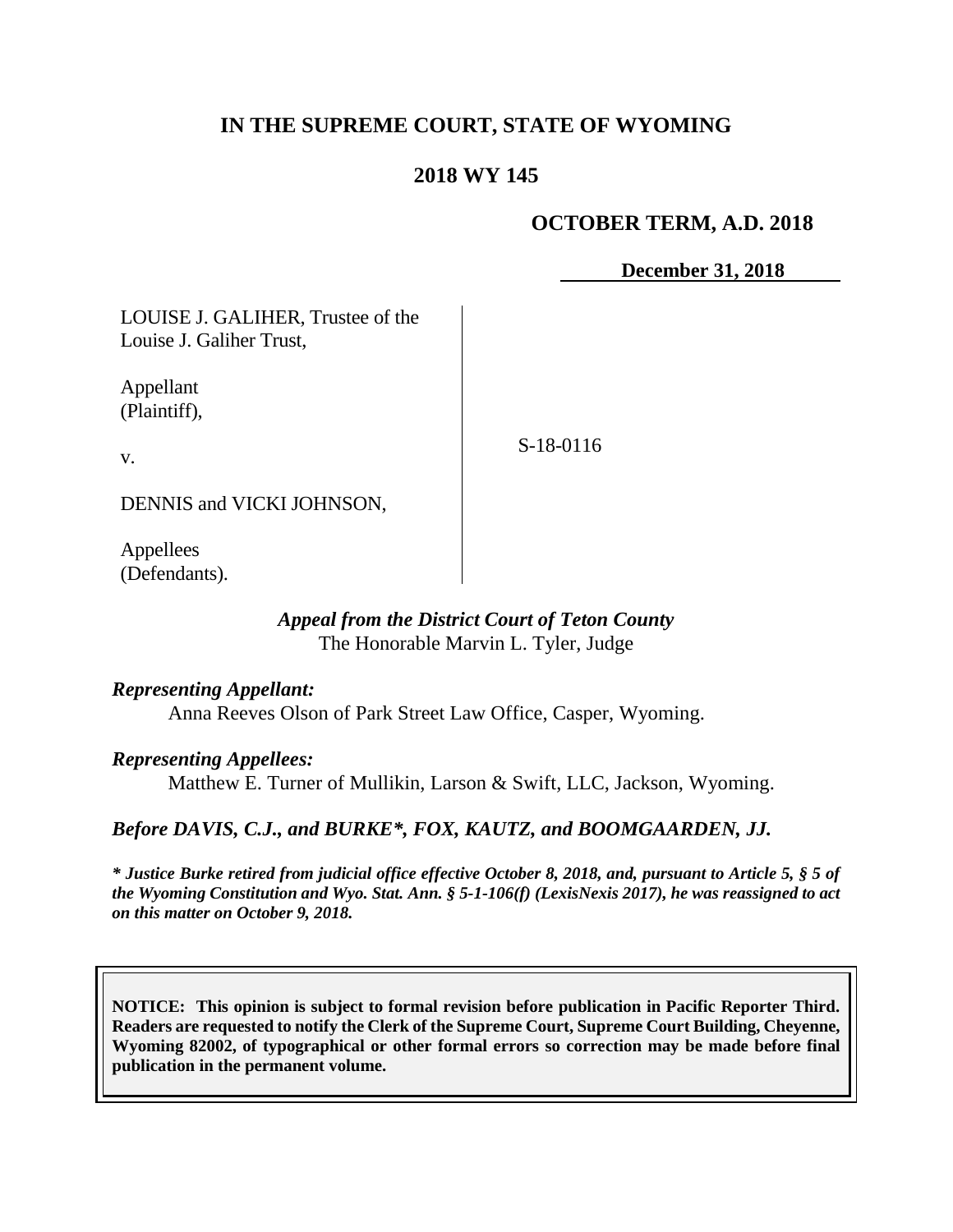# IN THE SUPREME COURT, STATE OF WYOMING

## 2018 WY 145

**OCTOBER TERM, A.D. 2018**

**December 31, 2018**

| | |
|---|---|
| LOUISE J. GALIHER, Trustee of the Louise J. Galiher Trust,<br><br>Appellant (Plaintiff),<br><br>v.<br><br>DENNIS and VICKI JOHNSON,<br><br>Appellees (Defendants). | S-18-0116 |

***Appeal from the District Court of Teton County***
The Honorable Marvin L. Tyler, Judge

***Representing Appellant:***
Anna Reeves Olson of Park Street Law Office, Casper, Wyoming.

***Representing Appellees:***
Matthew E. Turner of Mullikin, Larson & Swift, LLC, Jackson, Wyoming.

***Before DAVIS, C.J., and BURKE\*, FOX, KAUTZ, and BOOMGAARDEN, JJ.***

***\* Justice Burke retired from judicial office effective October 8, 2018, and, pursuant to Article 5, § 5 of the Wyoming Constitution and Wyo. Stat. Ann. § 5-1-106(f) (LexisNexis 2017), he was reassigned to act on this matter on October 9, 2018.***

**NOTICE: This opinion is subject to formal revision before publication in Pacific Reporter Third. Readers are requested to notify the Clerk of the Supreme Court, Supreme Court Building, Cheyenne, Wyoming 82002, of typographical or other formal errors so correction may be made before final publication in the permanent volume.**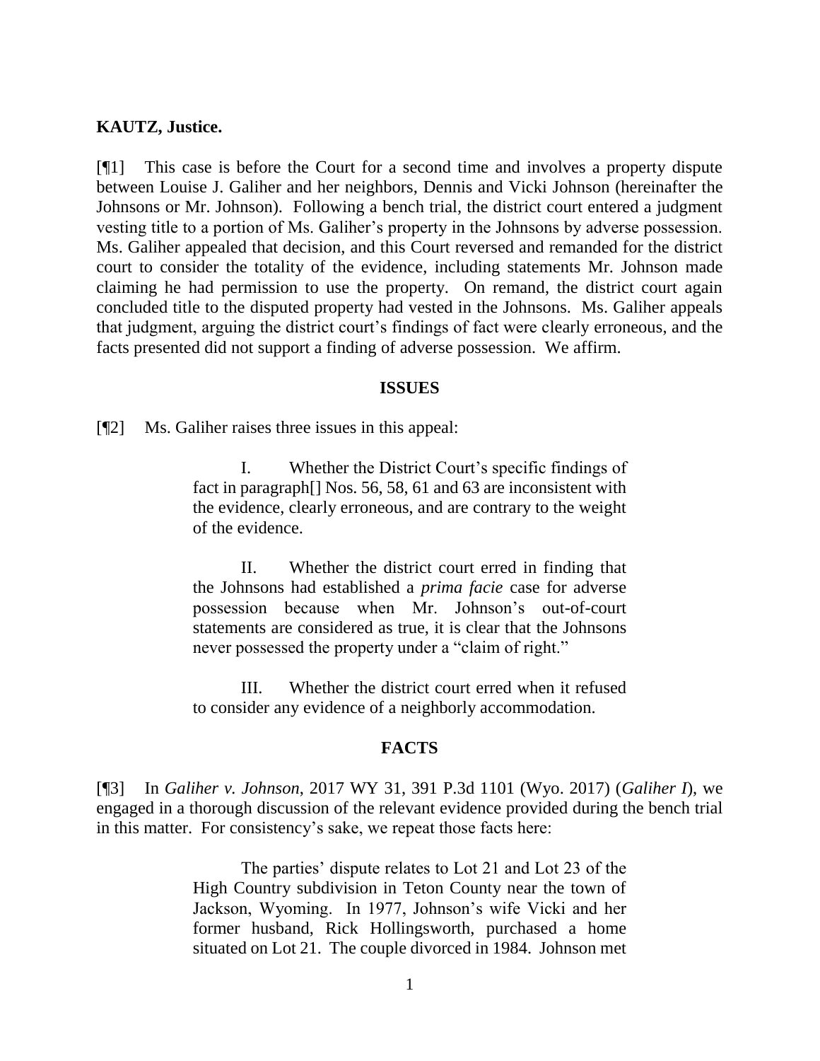**KAUTZ, Justice.**

[¶1] This case is before the Court for a second time and involves a property dispute between Louise J. Galiher and her neighbors, Dennis and Vicki Johnson (hereinafter the Johnsons or Mr. Johnson). Following a bench trial, the district court entered a judgment vesting title to a portion of Ms. Galiher's property in the Johnsons by adverse possession. Ms. Galiher appealed that decision, and this Court reversed and remanded for the district court to consider the totality of the evidence, including statements Mr. Johnson made claiming he had permission to use the property. On remand, the district court again concluded title to the disputed property had vested in the Johnsons. Ms. Galiher appeals that judgment, arguing the district court's findings of fact were clearly erroneous, and the facts presented did not support a finding of adverse possession. We affirm.

## ISSUES

[¶2] Ms. Galiher raises three issues in this appeal:

> I. Whether the District Court's specific findings of fact in paragraph[] Nos. 56, 58, 61 and 63 are inconsistent with the evidence, clearly erroneous, and are contrary to the weight of the evidence.
>
> II. Whether the district court erred in finding that the Johnsons had established a *prima facie* case for adverse possession because when Mr. Johnson's out-of-court statements are considered as true, it is clear that the Johnsons never possessed the property under a "claim of right."
>
> III. Whether the district court erred when it refused to consider any evidence of a neighborly accommodation.

## FACTS

[¶3] In *Galiher v. Johnson*, 2017 WY 31, 391 P.3d 1101 (Wyo. 2017) (*Galiher I*), we engaged in a thorough discussion of the relevant evidence provided during the bench trial in this matter. For consistency's sake, we repeat those facts here:

> The parties' dispute relates to Lot 21 and Lot 23 of the High Country subdivision in Teton County near the town of Jackson, Wyoming. In 1977, Johnson's wife Vicki and her former husband, Rick Hollingsworth, purchased a home situated on Lot 21. The couple divorced in 1984. Johnson met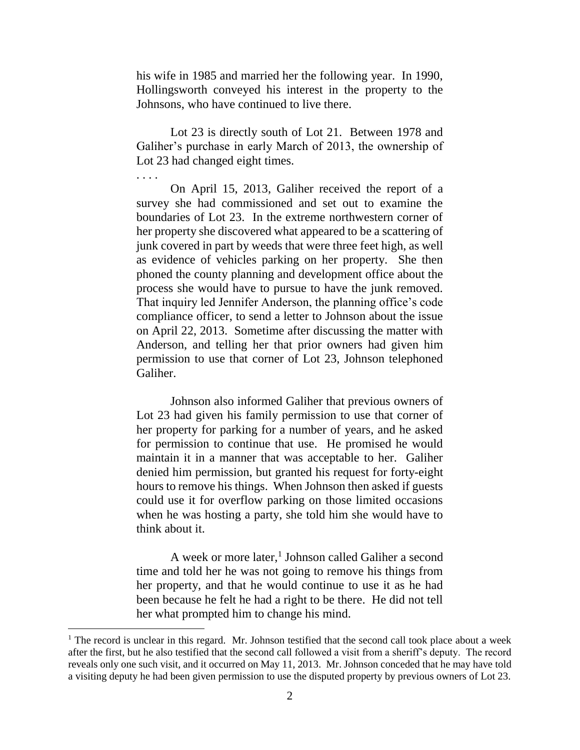his wife in 1985 and married her the following year. In 1990, Hollingsworth conveyed his interest in the property to the Johnsons, who have continued to live there.

Lot 23 is directly south of Lot 21. Between 1978 and Galiher's purchase in early March of 2013, the ownership of Lot 23 had changed eight times.

. . . .

On April 15, 2013, Galiher received the report of a survey she had commissioned and set out to examine the boundaries of Lot 23. In the extreme northwestern corner of her property she discovered what appeared to be a scattering of junk covered in part by weeds that were three feet high, as well as evidence of vehicles parking on her property. She then phoned the county planning and development office about the process she would have to pursue to have the junk removed. That inquiry led Jennifer Anderson, the planning office's code compliance officer, to send a letter to Johnson about the issue on April 22, 2013. Sometime after discussing the matter with Anderson, and telling her that prior owners had given him permission to use that corner of Lot 23, Johnson telephoned Galiher.

Johnson also informed Galiher that previous owners of Lot 23 had given his family permission to use that corner of her property for parking for a number of years, and he asked for permission to continue that use. He promised he would maintain it in a manner that was acceptable to her. Galiher denied him permission, but granted his request for forty-eight hours to remove his things. When Johnson then asked if guests could use it for overflow parking on those limited occasions when he was hosting a party, she told him she would have to think about it.

A week or more later,[1] Johnson called Galiher a second time and told her he was not going to remove his things from her property, and that he would continue to use it as he had been because he felt he had a right to be there. He did not tell her what prompted him to change his mind.

[1] The record is unclear in this regard. Mr. Johnson testified that the second call took place about a week after the first, but he also testified that the second call followed a visit from a sheriff's deputy. The record reveals only one such visit, and it occurred on May 11, 2013. Mr. Johnson conceded that he may have told a visiting deputy he had been given permission to use the disputed property by previous owners of Lot 23.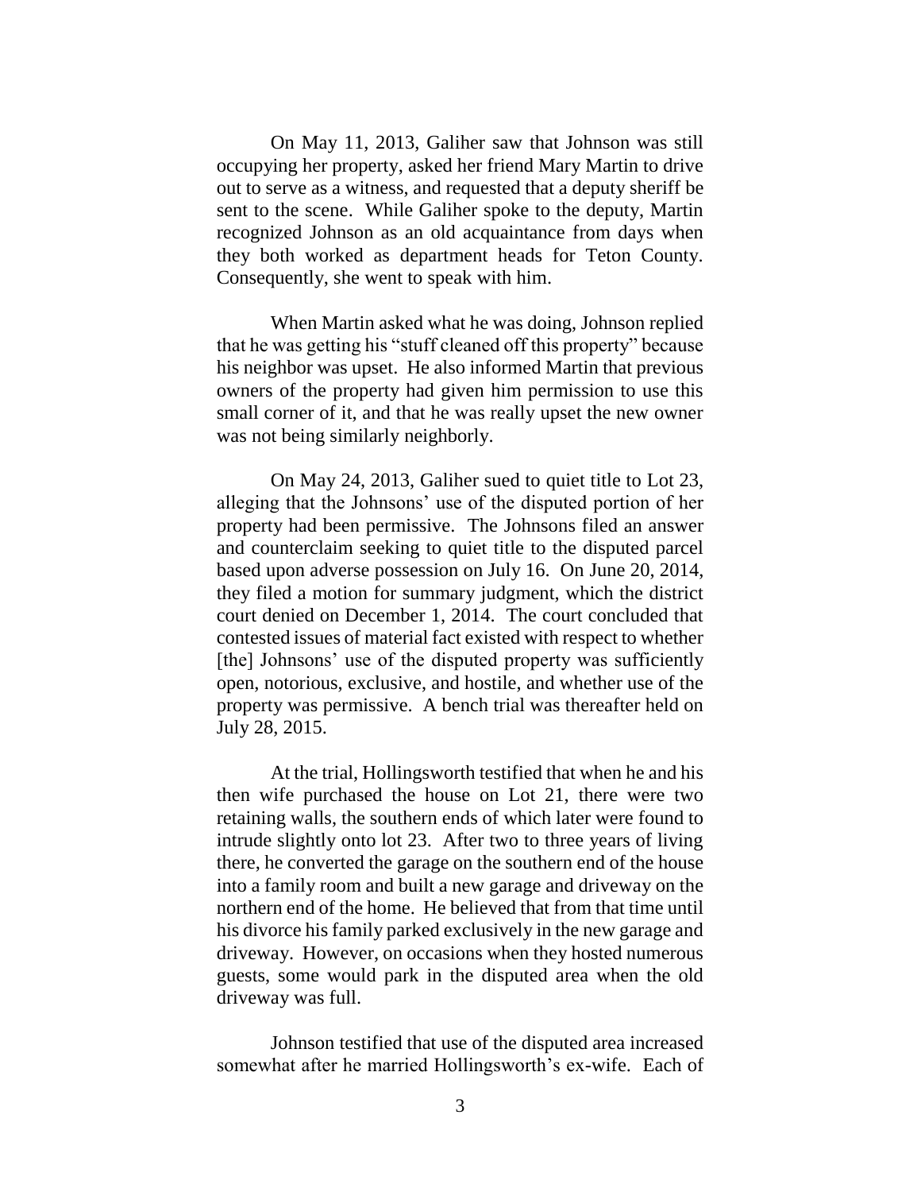On May 11, 2013, Galiher saw that Johnson was still occupying her property, asked her friend Mary Martin to drive out to serve as a witness, and requested that a deputy sheriff be sent to the scene. While Galiher spoke to the deputy, Martin recognized Johnson as an old acquaintance from days when they both worked as department heads for Teton County. Consequently, she went to speak with him.

When Martin asked what he was doing, Johnson replied that he was getting his "stuff cleaned off this property" because his neighbor was upset. He also informed Martin that previous owners of the property had given him permission to use this small corner of it, and that he was really upset the new owner was not being similarly neighborly.

On May 24, 2013, Galiher sued to quiet title to Lot 23, alleging that the Johnsons' use of the disputed portion of her property had been permissive. The Johnsons filed an answer and counterclaim seeking to quiet title to the disputed parcel based upon adverse possession on July 16. On June 20, 2014, they filed a motion for summary judgment, which the district court denied on December 1, 2014. The court concluded that contested issues of material fact existed with respect to whether [the] Johnsons' use of the disputed property was sufficiently open, notorious, exclusive, and hostile, and whether use of the property was permissive. A bench trial was thereafter held on July 28, 2015.

At the trial, Hollingsworth testified that when he and his then wife purchased the house on Lot 21, there were two retaining walls, the southern ends of which later were found to intrude slightly onto lot 23. After two to three years of living there, he converted the garage on the southern end of the house into a family room and built a new garage and driveway on the northern end of the home. He believed that from that time until his divorce his family parked exclusively in the new garage and driveway. However, on occasions when they hosted numerous guests, some would park in the disputed area when the old driveway was full.

Johnson testified that use of the disputed area increased somewhat after he married Hollingsworth's ex-wife. Each of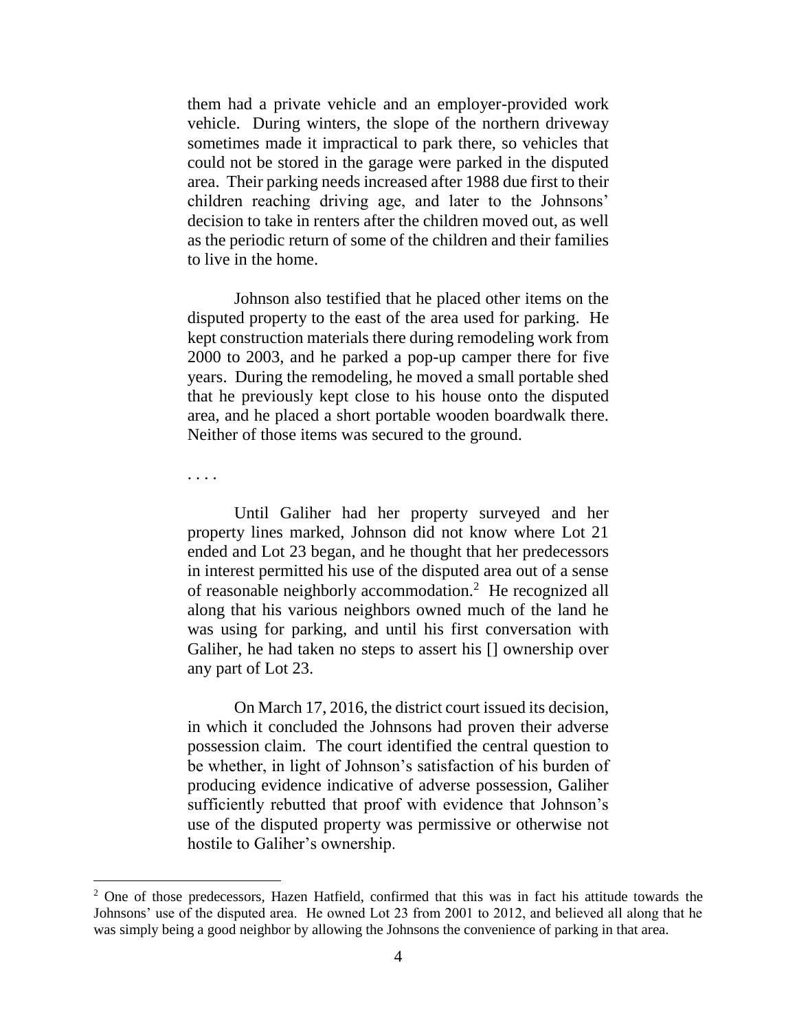them had a private vehicle and an employer-provided work vehicle. During winters, the slope of the northern driveway sometimes made it impractical to park there, so vehicles that could not be stored in the garage were parked in the disputed area. Their parking needs increased after 1988 due first to their children reaching driving age, and later to the Johnsons' decision to take in renters after the children moved out, as well as the periodic return of some of the children and their families to live in the home.

Johnson also testified that he placed other items on the disputed property to the east of the area used for parking. He kept construction materials there during remodeling work from 2000 to 2003, and he parked a pop-up camper there for five years. During the remodeling, he moved a small portable shed that he previously kept close to his house onto the disputed area, and he placed a short portable wooden boardwalk there. Neither of those items was secured to the ground.

. . . .

Until Galiher had her property surveyed and her property lines marked, Johnson did not know where Lot 21 ended and Lot 23 began, and he thought that her predecessors in interest permitted his use of the disputed area out of a sense of reasonable neighborly accommodation.[2] He recognized all along that his various neighbors owned much of the land he was using for parking, and until his first conversation with Galiher, he had taken no steps to assert his [] ownership over any part of Lot 23.

On March 17, 2016, the district court issued its decision, in which it concluded the Johnsons had proven their adverse possession claim. The court identified the central question to be whether, in light of Johnson's satisfaction of his burden of producing evidence indicative of adverse possession, Galiher sufficiently rebutted that proof with evidence that Johnson's use of the disputed property was permissive or otherwise not hostile to Galiher's ownership.

---

[2] One of those predecessors, Hazen Hatfield, confirmed that this was in fact his attitude towards the Johnsons' use of the disputed area. He owned Lot 23 from 2001 to 2012, and believed all along that he was simply being a good neighbor by allowing the Johnsons the convenience of parking in that area.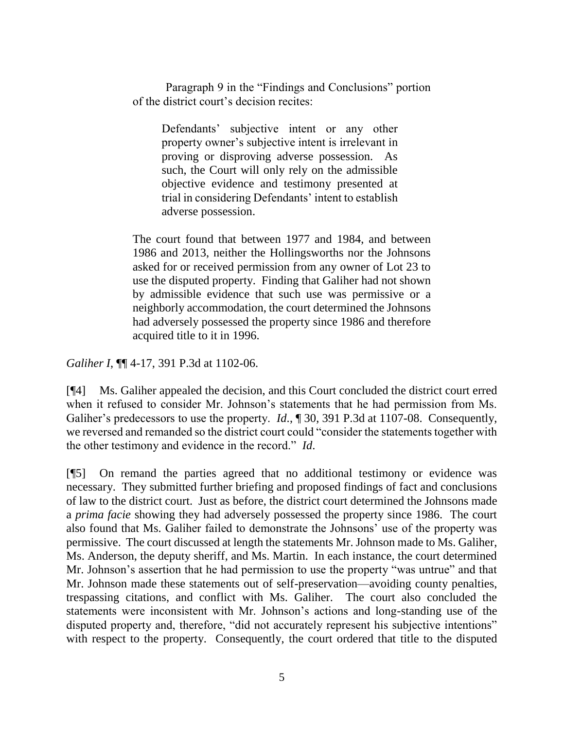> Paragraph 9 in the "Findings and Conclusions" portion of the district court's decision recites:
>
> > Defendants' subjective intent or any other property owner's subjective intent is irrelevant in proving or disproving adverse possession. As such, the Court will only rely on the admissible objective evidence and testimony presented at trial in considering Defendants' intent to establish adverse possession.
>
> The court found that between 1977 and 1984, and between 1986 and 2013, neither the Hollingsworths nor the Johnsons asked for or received permission from any owner of Lot 23 to use the disputed property. Finding that Galiher had not shown by admissible evidence that such use was permissive or a neighborly accommodation, the court determined the Johnsons had adversely possessed the property since 1986 and therefore acquired title to it in 1996.

*Galiher I*, ¶¶ 4-17, 391 P.3d at 1102-06.

[¶4] Ms. Galiher appealed the decision, and this Court concluded the district court erred when it refused to consider Mr. Johnson's statements that he had permission from Ms. Galiher's predecessors to use the property. *Id.*, ¶ 30, 391 P.3d at 1107-08. Consequently, we reversed and remanded so the district court could "consider the statements together with the other testimony and evidence in the record." *Id.*

[¶5] On remand the parties agreed that no additional testimony or evidence was necessary. They submitted further briefing and proposed findings of fact and conclusions of law to the district court. Just as before, the district court determined the Johnsons made a *prima facie* showing they had adversely possessed the property since 1986. The court also found that Ms. Galiher failed to demonstrate the Johnsons' use of the property was permissive. The court discussed at length the statements Mr. Johnson made to Ms. Galiher, Ms. Anderson, the deputy sheriff, and Ms. Martin. In each instance, the court determined Mr. Johnson's assertion that he had permission to use the property "was untrue" and that Mr. Johnson made these statements out of self-preservation—avoiding county penalties, trespassing citations, and conflict with Ms. Galiher. The court also concluded the statements were inconsistent with Mr. Johnson's actions and long-standing use of the disputed property and, therefore, "did not accurately represent his subjective intentions" with respect to the property. Consequently, the court ordered that title to the disputed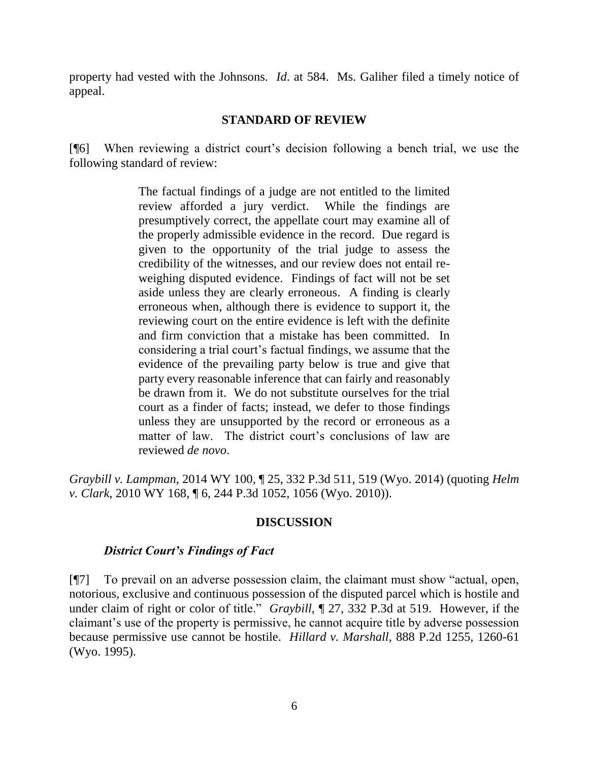property had vested with the Johnsons. *Id*. at 584. Ms. Galiher filed a timely notice of appeal.

## STANDARD OF REVIEW

[¶6] When reviewing a district court's decision following a bench trial, we use the following standard of review:

> The factual findings of a judge are not entitled to the limited review afforded a jury verdict. While the findings are presumptively correct, the appellate court may examine all of the properly admissible evidence in the record. Due regard is given to the opportunity of the trial judge to assess the credibility of the witnesses, and our review does not entail re-weighing disputed evidence. Findings of fact will not be set aside unless they are clearly erroneous. A finding is clearly erroneous when, although there is evidence to support it, the reviewing court on the entire evidence is left with the definite and firm conviction that a mistake has been committed. In considering a trial court's factual findings, we assume that the evidence of the prevailing party below is true and give that party every reasonable inference that can fairly and reasonably be drawn from it. We do not substitute ourselves for the trial court as a finder of facts; instead, we defer to those findings unless they are unsupported by the record or erroneous as a matter of law. The district court's conclusions of law are reviewed *de novo*.

*Graybill v. Lampman*, 2014 WY 100, ¶ 25, 332 P.3d 511, 519 (Wyo. 2014) (quoting *Helm v. Clark*, 2010 WY 168, ¶ 6, 244 P.3d 1052, 1056 (Wyo. 2010)).

## DISCUSSION

### *District Court's Findings of Fact*

[¶7] To prevail on an adverse possession claim, the claimant must show "actual, open, notorious, exclusive and continuous possession of the disputed parcel which is hostile and under claim of right or color of title." *Graybill*, ¶ 27, 332 P.3d at 519. However, if the claimant's use of the property is permissive, he cannot acquire title by adverse possession because permissive use cannot be hostile. *Hillard v. Marshall*, 888 P.2d 1255, 1260-61 (Wyo. 1995).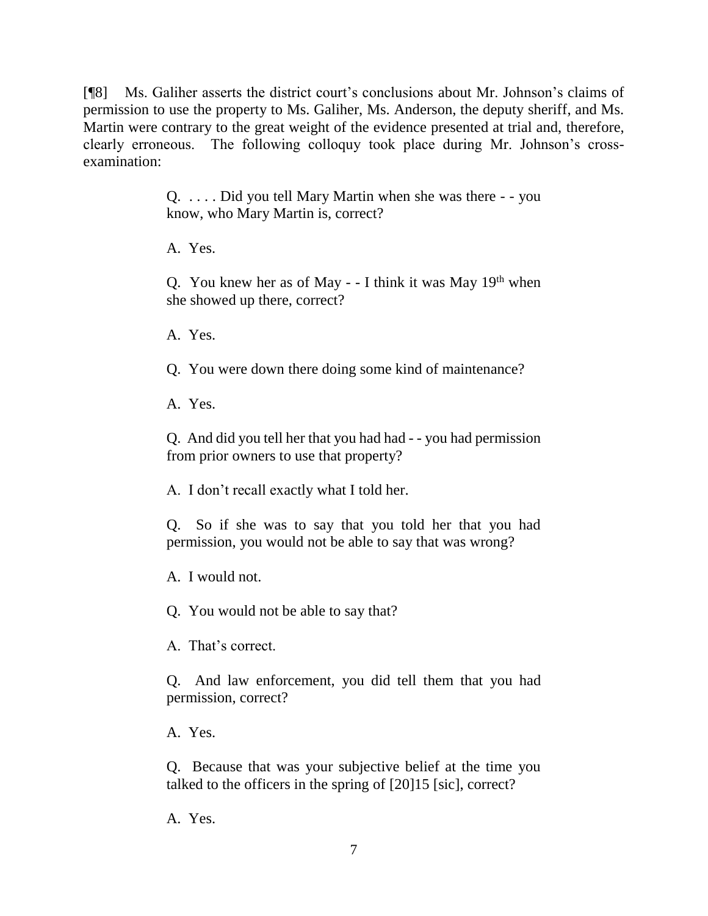[¶8] Ms. Galiher asserts the district court's conclusions about Mr. Johnson's claims of permission to use the property to Ms. Galiher, Ms. Anderson, the deputy sheriff, and Ms. Martin were contrary to the great weight of the evidence presented at trial and, therefore, clearly erroneous. The following colloquy took place during Mr. Johnson's cross-examination:

> Q. . . . . Did you tell Mary Martin when she was there - - you know, who Mary Martin is, correct?
>
> A. Yes.
>
> Q. You knew her as of May - - I think it was May 19th when she showed up there, correct?
>
> A. Yes.
>
> Q. You were down there doing some kind of maintenance?
>
> A. Yes.
>
> Q. And did you tell her that you had had - - you had permission from prior owners to use that property?
>
> A. I don't recall exactly what I told her.
>
> Q. So if she was to say that you told her that you had permission, you would not be able to say that was wrong?
>
> A. I would not.
>
> Q. You would not be able to say that?
>
> A. That's correct.
>
> Q. And law enforcement, you did tell them that you had permission, correct?
>
> A. Yes.
>
> Q. Because that was your subjective belief at the time you talked to the officers in the spring of [20]15 [sic], correct?
>
> A. Yes.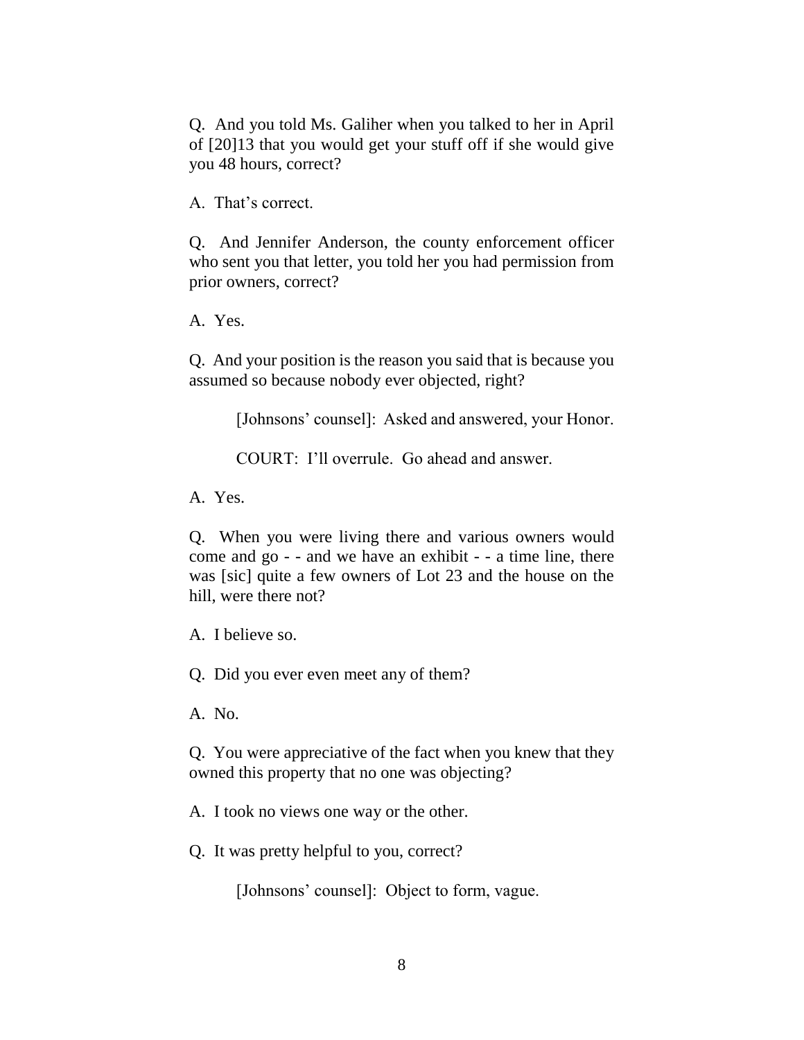Q. And you told Ms. Galiher when you talked to her in April of [20]13 that you would get your stuff off if she would give you 48 hours, correct?

A. That's correct.

Q. And Jennifer Anderson, the county enforcement officer who sent you that letter, you told her you had permission from prior owners, correct?

A. Yes.

Q. And your position is the reason you said that is because you assumed so because nobody ever objected, right?

> [Johnsons' counsel]: Asked and answered, your Honor.
>
> COURT: I'll overrule. Go ahead and answer.

A. Yes.

Q. When you were living there and various owners would come and go - - and we have an exhibit - - a time line, there was [sic] quite a few owners of Lot 23 and the house on the hill, were there not?

A. I believe so.

Q. Did you ever even meet any of them?

A. No.

Q. You were appreciative of the fact when you knew that they owned this property that no one was objecting?

A. I took no views one way or the other.

Q. It was pretty helpful to you, correct?

> [Johnsons' counsel]: Object to form, vague.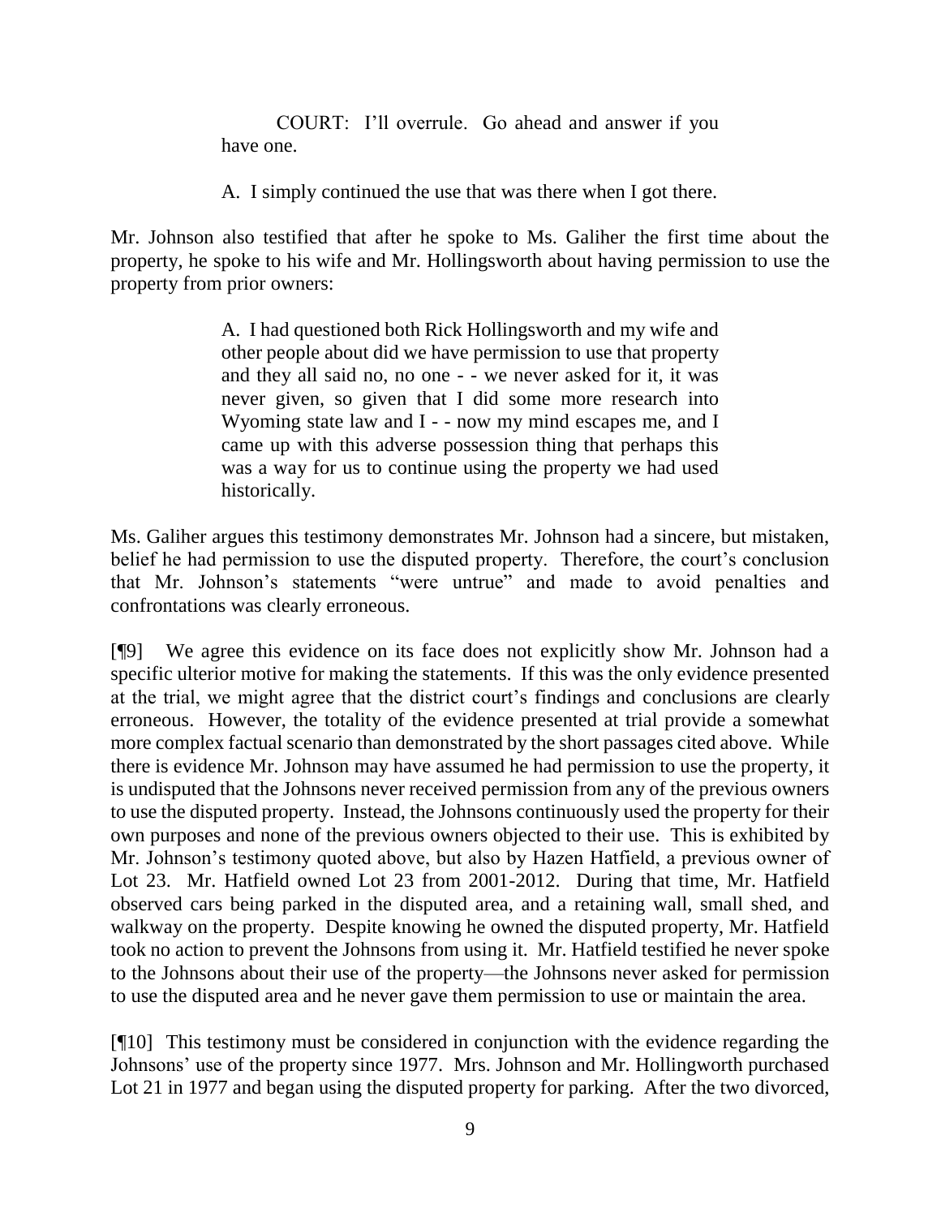> COURT: I'll overrule. Go ahead and answer if you have one.
>
> A. I simply continued the use that was there when I got there.

Mr. Johnson also testified that after he spoke to Ms. Galiher the first time about the property, he spoke to his wife and Mr. Hollingsworth about having permission to use the property from prior owners:

> A. I had questioned both Rick Hollingsworth and my wife and other people about did we have permission to use that property and they all said no, no one - - we never asked for it, it was never given, so given that I did some more research into Wyoming state law and I - - now my mind escapes me, and I came up with this adverse possession thing that perhaps this was a way for us to continue using the property we had used historically.

Ms. Galiher argues this testimony demonstrates Mr. Johnson had a sincere, but mistaken, belief he had permission to use the disputed property. Therefore, the court's conclusion that Mr. Johnson's statements "were untrue" and made to avoid penalties and confrontations was clearly erroneous.

[¶9] We agree this evidence on its face does not explicitly show Mr. Johnson had a specific ulterior motive for making the statements. If this was the only evidence presented at the trial, we might agree that the district court's findings and conclusions are clearly erroneous. However, the totality of the evidence presented at trial provide a somewhat more complex factual scenario than demonstrated by the short passages cited above. While there is evidence Mr. Johnson may have assumed he had permission to use the property, it is undisputed that the Johnsons never received permission from any of the previous owners to use the disputed property. Instead, the Johnsons continuously used the property for their own purposes and none of the previous owners objected to their use. This is exhibited by Mr. Johnson's testimony quoted above, but also by Hazen Hatfield, a previous owner of Lot 23. Mr. Hatfield owned Lot 23 from 2001-2012. During that time, Mr. Hatfield observed cars being parked in the disputed area, and a retaining wall, small shed, and walkway on the property. Despite knowing he owned the disputed property, Mr. Hatfield took no action to prevent the Johnsons from using it. Mr. Hatfield testified he never spoke to the Johnsons about their use of the property—the Johnsons never asked for permission to use the disputed area and he never gave them permission to use or maintain the area.

[¶10] This testimony must be considered in conjunction with the evidence regarding the Johnsons' use of the property since 1977. Mrs. Johnson and Mr. Hollingworth purchased Lot 21 in 1977 and began using the disputed property for parking. After the two divorced,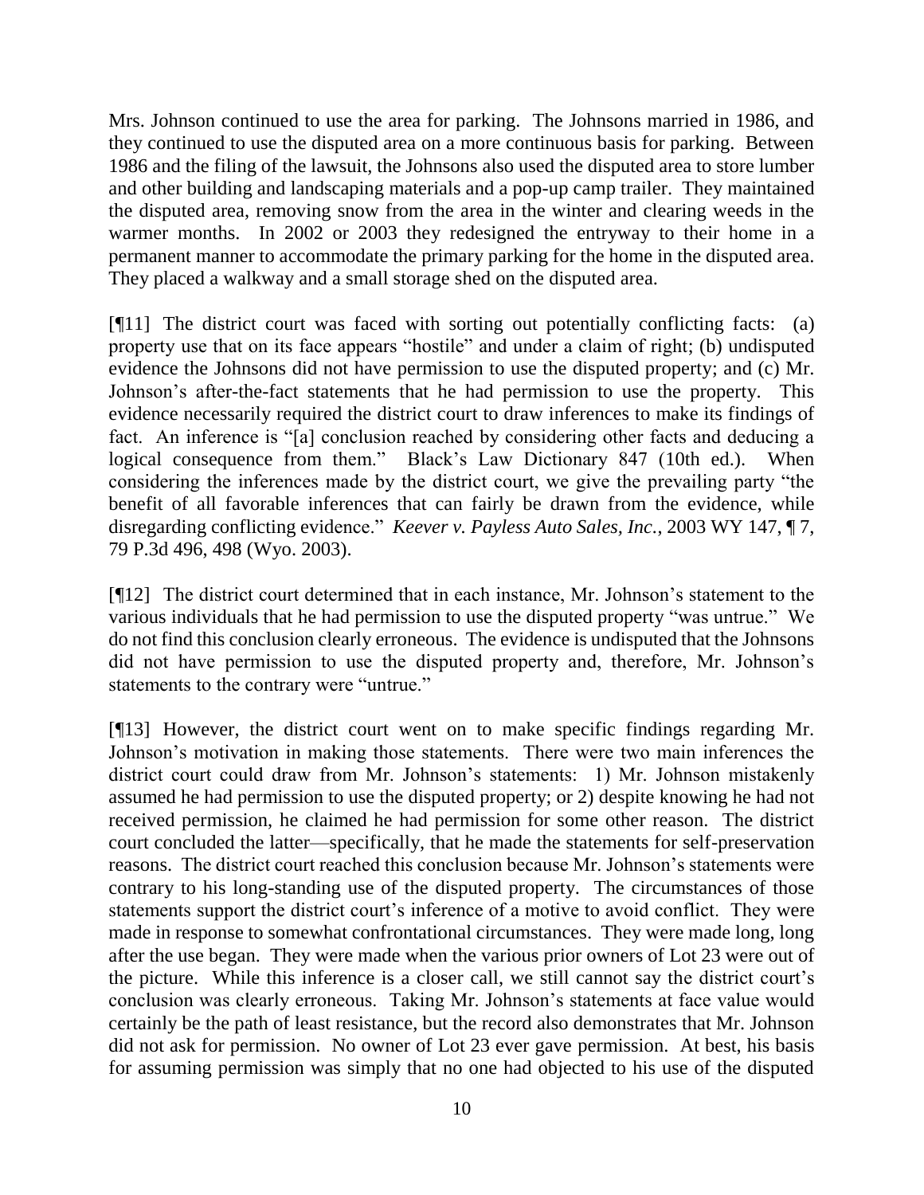Mrs. Johnson continued to use the area for parking. The Johnsons married in 1986, and they continued to use the disputed area on a more continuous basis for parking. Between 1986 and the filing of the lawsuit, the Johnsons also used the disputed area to store lumber and other building and landscaping materials and a pop-up camp trailer. They maintained the disputed area, removing snow from the area in the winter and clearing weeds in the warmer months. In 2002 or 2003 they redesigned the entryway to their home in a permanent manner to accommodate the primary parking for the home in the disputed area. They placed a walkway and a small storage shed on the disputed area.

[¶11] The district court was faced with sorting out potentially conflicting facts: (a) property use that on its face appears "hostile" and under a claim of right; (b) undisputed evidence the Johnsons did not have permission to use the disputed property; and (c) Mr. Johnson's after-the-fact statements that he had permission to use the property. This evidence necessarily required the district court to draw inferences to make its findings of fact. An inference is "[a] conclusion reached by considering other facts and deducing a logical consequence from them." Black's Law Dictionary 847 (10th ed.). When considering the inferences made by the district court, we give the prevailing party "the benefit of all favorable inferences that can fairly be drawn from the evidence, while disregarding conflicting evidence." *Keever v. Payless Auto Sales, Inc.*, 2003 WY 147, ¶ 7, 79 P.3d 496, 498 (Wyo. 2003).

[¶12] The district court determined that in each instance, Mr. Johnson's statement to the various individuals that he had permission to use the disputed property "was untrue." We do not find this conclusion clearly erroneous. The evidence is undisputed that the Johnsons did not have permission to use the disputed property and, therefore, Mr. Johnson's statements to the contrary were "untrue."

[¶13] However, the district court went on to make specific findings regarding Mr. Johnson's motivation in making those statements. There were two main inferences the district court could draw from Mr. Johnson's statements: 1) Mr. Johnson mistakenly assumed he had permission to use the disputed property; or 2) despite knowing he had not received permission, he claimed he had permission for some other reason. The district court concluded the latter—specifically, that he made the statements for self-preservation reasons. The district court reached this conclusion because Mr. Johnson's statements were contrary to his long-standing use of the disputed property. The circumstances of those statements support the district court's inference of a motive to avoid conflict. They were made in response to somewhat confrontational circumstances. They were made long, long after the use began. They were made when the various prior owners of Lot 23 were out of the picture. While this inference is a closer call, we still cannot say the district court's conclusion was clearly erroneous. Taking Mr. Johnson's statements at face value would certainly be the path of least resistance, but the record also demonstrates that Mr. Johnson did not ask for permission. No owner of Lot 23 ever gave permission. At best, his basis for assuming permission was simply that no one had objected to his use of the disputed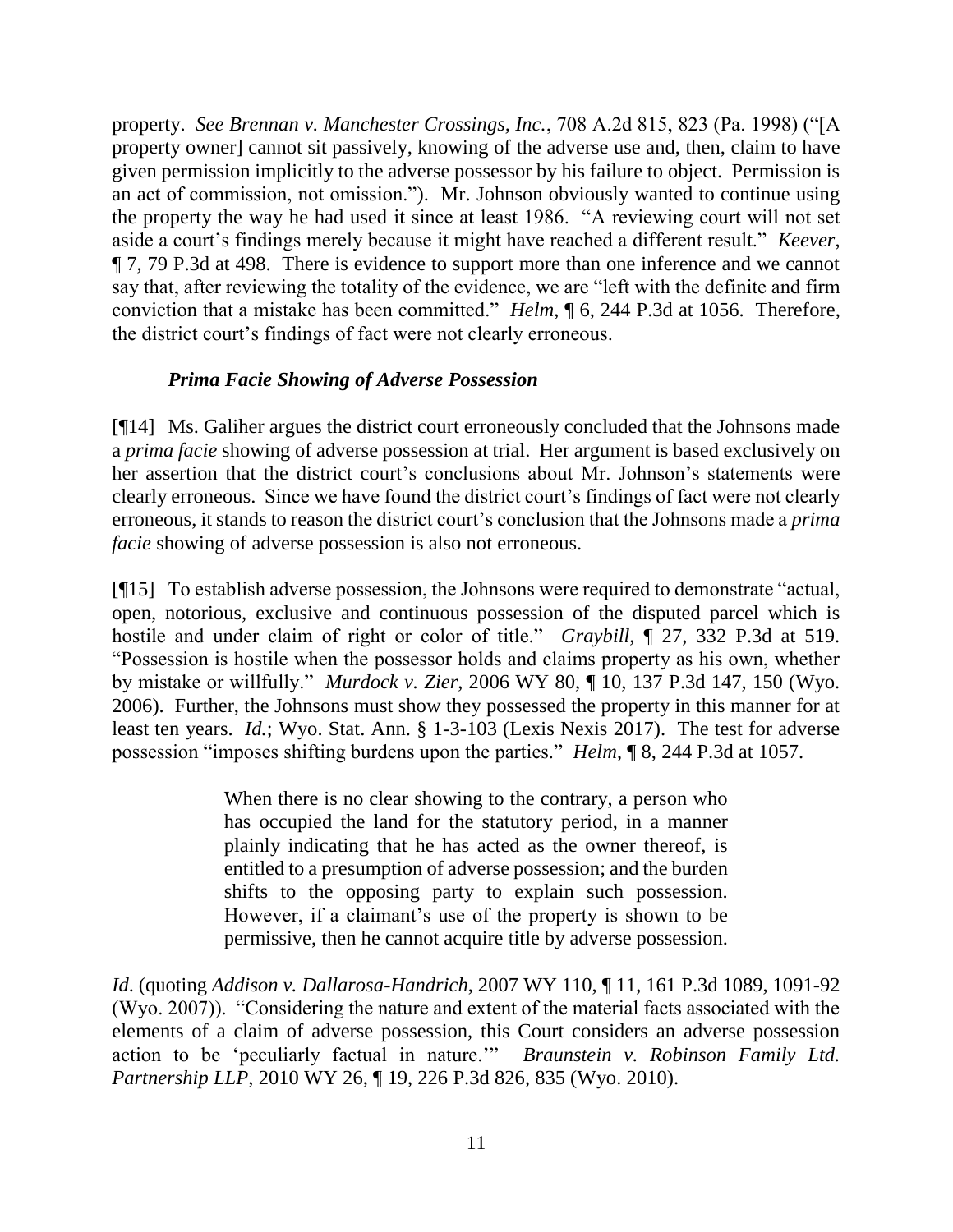property. *See Brennan v. Manchester Crossings, Inc.*, 708 A.2d 815, 823 (Pa. 1998) ("[A property owner] cannot sit passively, knowing of the adverse use and, then, claim to have given permission implicitly to the adverse possessor by his failure to object. Permission is an act of commission, not omission."). Mr. Johnson obviously wanted to continue using the property the way he had used it since at least 1986. "A reviewing court will not set aside a court's findings merely because it might have reached a different result." *Keever*, ¶ 7, 79 P.3d at 498. There is evidence to support more than one inference and we cannot say that, after reviewing the totality of the evidence, we are "left with the definite and firm conviction that a mistake has been committed." *Helm*, ¶ 6, 244 P.3d at 1056. Therefore, the district court's findings of fact were not clearly erroneous.

### *Prima Facie Showing of Adverse Possession*

[¶14] Ms. Galiher argues the district court erroneously concluded that the Johnsons made a *prima facie* showing of adverse possession at trial. Her argument is based exclusively on her assertion that the district court's conclusions about Mr. Johnson's statements were clearly erroneous. Since we have found the district court's findings of fact were not clearly erroneous, it stands to reason the district court's conclusion that the Johnsons made a *prima facie* showing of adverse possession is also not erroneous.

[¶15] To establish adverse possession, the Johnsons were required to demonstrate "actual, open, notorious, exclusive and continuous possession of the disputed parcel which is hostile and under claim of right or color of title." *Graybill*, ¶ 27, 332 P.3d at 519. "Possession is hostile when the possessor holds and claims property as his own, whether by mistake or willfully." *Murdock v. Zier*, 2006 WY 80, ¶ 10, 137 P.3d 147, 150 (Wyo. 2006). Further, the Johnsons must show they possessed the property in this manner for at least ten years. *Id.*; Wyo. Stat. Ann. § 1-3-103 (Lexis Nexis 2017). The test for adverse possession "imposes shifting burdens upon the parties." *Helm*, ¶ 8, 244 P.3d at 1057.

> When there is no clear showing to the contrary, a person who has occupied the land for the statutory period, in a manner plainly indicating that he has acted as the owner thereof, is entitled to a presumption of adverse possession; and the burden shifts to the opposing party to explain such possession. However, if a claimant's use of the property is shown to be permissive, then he cannot acquire title by adverse possession.

*Id*. (quoting *Addison v. Dallarosa-Handrich*, 2007 WY 110, ¶ 11, 161 P.3d 1089, 1091-92 (Wyo. 2007)). "Considering the nature and extent of the material facts associated with the elements of a claim of adverse possession, this Court considers an adverse possession action to be 'peculiarly factual in nature.'" *Braunstein v. Robinson Family Ltd. Partnership LLP*, 2010 WY 26, ¶ 19, 226 P.3d 826, 835 (Wyo. 2010).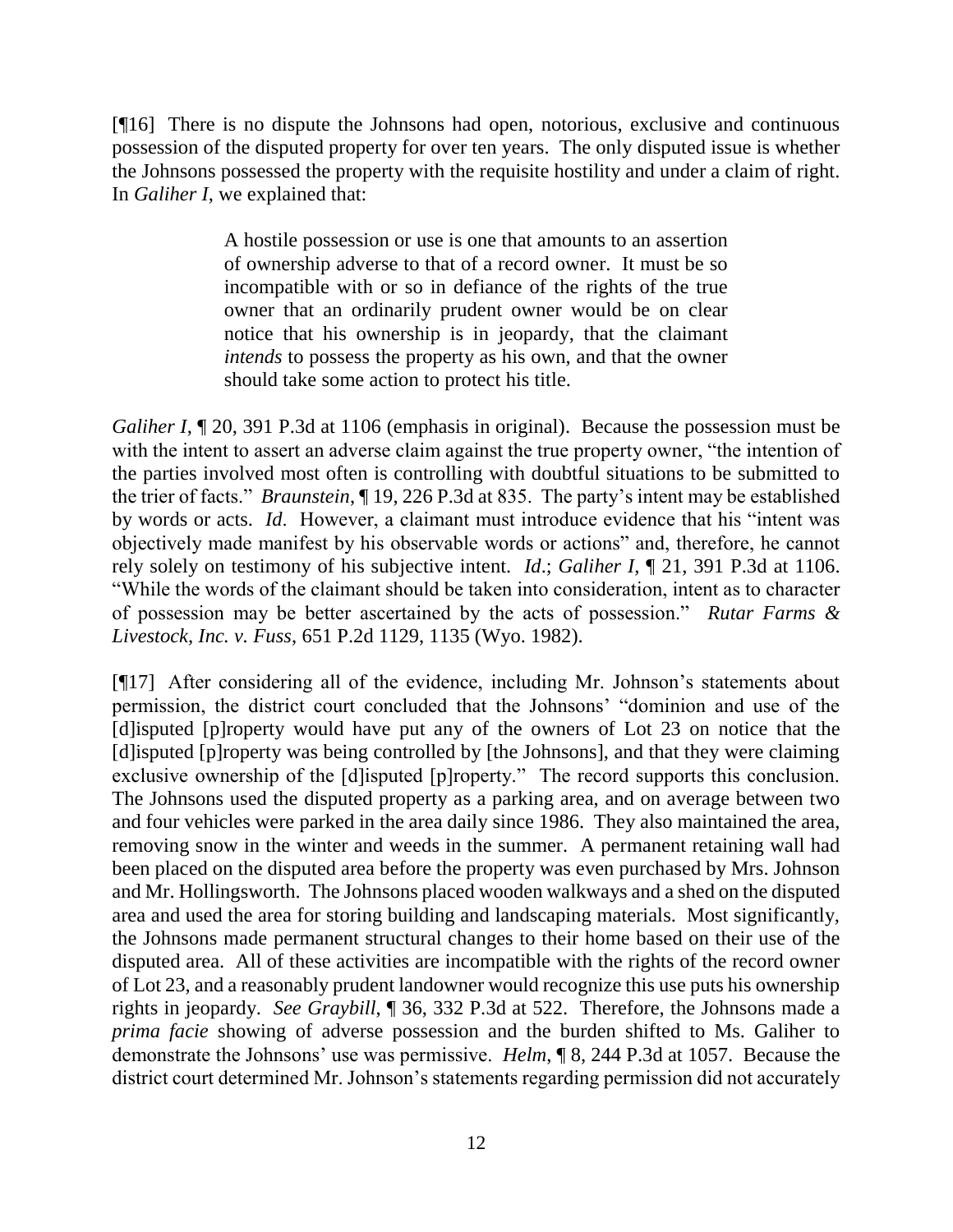[¶16] There is no dispute the Johnsons had open, notorious, exclusive and continuous possession of the disputed property for over ten years. The only disputed issue is whether the Johnsons possessed the property with the requisite hostility and under a claim of right. In *Galiher I*, we explained that:

> A hostile possession or use is one that amounts to an assertion of ownership adverse to that of a record owner. It must be so incompatible with or so in defiance of the rights of the true owner that an ordinarily prudent owner would be on clear notice that his ownership is in jeopardy, that the claimant *intends* to possess the property as his own, and that the owner should take some action to protect his title.

*Galiher I*, ¶ 20, 391 P.3d at 1106 (emphasis in original). Because the possession must be with the intent to assert an adverse claim against the true property owner, "the intention of the parties involved most often is controlling with doubtful situations to be submitted to the trier of facts." *Braunstein*, ¶ 19, 226 P.3d at 835. The party's intent may be established by words or acts. *Id*. However, a claimant must introduce evidence that his "intent was objectively made manifest by his observable words or actions" and, therefore, he cannot rely solely on testimony of his subjective intent. *Id*.; *Galiher I*, ¶ 21, 391 P.3d at 1106. "While the words of the claimant should be taken into consideration, intent as to character of possession may be better ascertained by the acts of possession." *Rutar Farms & Livestock, Inc. v. Fuss*, 651 P.2d 1129, 1135 (Wyo. 1982).

[¶17] After considering all of the evidence, including Mr. Johnson's statements about permission, the district court concluded that the Johnsons' "dominion and use of the [d]isputed [p]roperty would have put any of the owners of Lot 23 on notice that the [d]isputed [p]roperty was being controlled by [the Johnsons], and that they were claiming exclusive ownership of the [d]isputed [p]roperty." The record supports this conclusion. The Johnsons used the disputed property as a parking area, and on average between two and four vehicles were parked in the area daily since 1986. They also maintained the area, removing snow in the winter and weeds in the summer. A permanent retaining wall had been placed on the disputed area before the property was even purchased by Mrs. Johnson and Mr. Hollingsworth. The Johnsons placed wooden walkways and a shed on the disputed area and used the area for storing building and landscaping materials. Most significantly, the Johnsons made permanent structural changes to their home based on their use of the disputed area. All of these activities are incompatible with the rights of the record owner of Lot 23, and a reasonably prudent landowner would recognize this use puts his ownership rights in jeopardy. *See Graybill*, ¶ 36, 332 P.3d at 522. Therefore, the Johnsons made a *prima facie* showing of adverse possession and the burden shifted to Ms. Galiher to demonstrate the Johnsons' use was permissive. *Helm*, ¶ 8, 244 P.3d at 1057. Because the district court determined Mr. Johnson's statements regarding permission did not accurately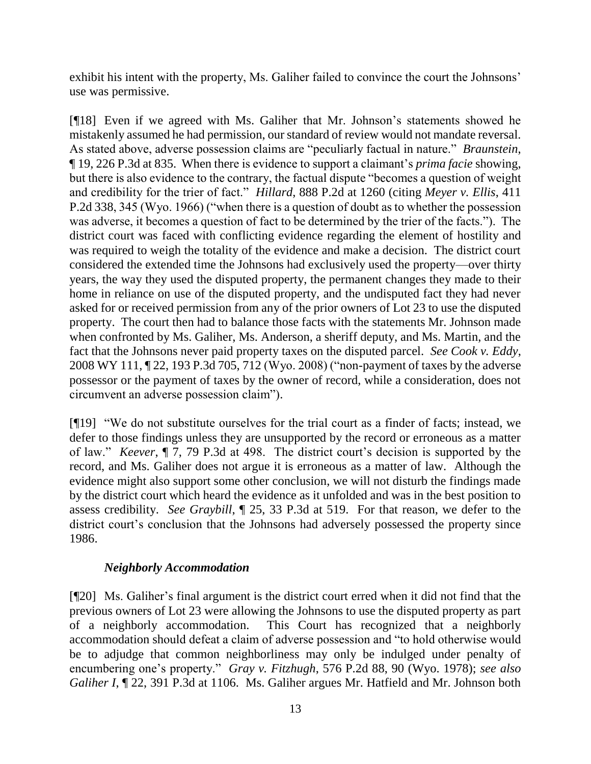exhibit his intent with the property, Ms. Galiher failed to convince the court the Johnsons' use was permissive.

[¶18] Even if we agreed with Ms. Galiher that Mr. Johnson's statements showed he mistakenly assumed he had permission, our standard of review would not mandate reversal. As stated above, adverse possession claims are "peculiarly factual in nature." *Braunstein*, ¶ 19, 226 P.3d at 835. When there is evidence to support a claimant's *prima facie* showing, but there is also evidence to the contrary, the factual dispute "becomes a question of weight and credibility for the trier of fact." *Hillard*, 888 P.2d at 1260 (citing *Meyer v. Ellis*, 411 P.2d 338, 345 (Wyo. 1966) ("when there is a question of doubt as to whether the possession was adverse, it becomes a question of fact to be determined by the trier of the facts."). The district court was faced with conflicting evidence regarding the element of hostility and was required to weigh the totality of the evidence and make a decision. The district court considered the extended time the Johnsons had exclusively used the property—over thirty years, the way they used the disputed property, the permanent changes they made to their home in reliance on use of the disputed property, and the undisputed fact they had never asked for or received permission from any of the prior owners of Lot 23 to use the disputed property. The court then had to balance those facts with the statements Mr. Johnson made when confronted by Ms. Galiher, Ms. Anderson, a sheriff deputy, and Ms. Martin, and the fact that the Johnsons never paid property taxes on the disputed parcel. *See Cook v. Eddy*, 2008 WY 111, ¶ 22, 193 P.3d 705, 712 (Wyo. 2008) ("non-payment of taxes by the adverse possessor or the payment of taxes by the owner of record, while a consideration, does not circumvent an adverse possession claim").

[¶19] "We do not substitute ourselves for the trial court as a finder of facts; instead, we defer to those findings unless they are unsupported by the record or erroneous as a matter of law." *Keever*, ¶ 7, 79 P.3d at 498. The district court's decision is supported by the record, and Ms. Galiher does not argue it is erroneous as a matter of law. Although the evidence might also support some other conclusion, we will not disturb the findings made by the district court which heard the evidence as it unfolded and was in the best position to assess credibility. *See Graybill*, ¶ 25, 33 P.3d at 519. For that reason, we defer to the district court's conclusion that the Johnsons had adversely possessed the property since 1986.

### *Neighborly Accommodation*

[¶20] Ms. Galiher's final argument is the district court erred when it did not find that the previous owners of Lot 23 were allowing the Johnsons to use the disputed property as part of a neighborly accommodation. This Court has recognized that a neighborly accommodation should defeat a claim of adverse possession and "to hold otherwise would be to adjudge that common neighborliness may only be indulged under penalty of encumbering one's property." *Gray v. Fitzhugh*, 576 P.2d 88, 90 (Wyo. 1978); *see also Galiher I*, ¶ 22, 391 P.3d at 1106. Ms. Galiher argues Mr. Hatfield and Mr. Johnson both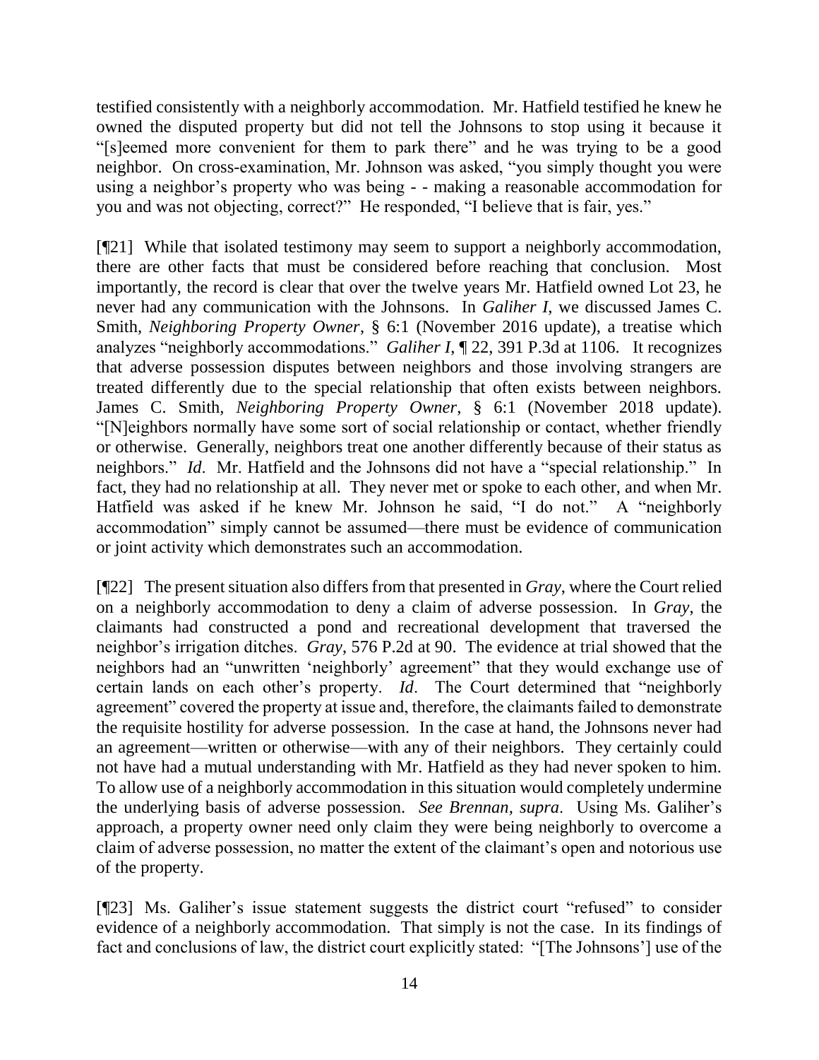testified consistently with a neighborly accommodation. Mr. Hatfield testified he knew he owned the disputed property but did not tell the Johnsons to stop using it because it "[s]eemed more convenient for them to park there" and he was trying to be a good neighbor. On cross-examination, Mr. Johnson was asked, "you simply thought you were using a neighbor's property who was being - - making a reasonable accommodation for you and was not objecting, correct?" He responded, "I believe that is fair, yes."

[¶21] While that isolated testimony may seem to support a neighborly accommodation, there are other facts that must be considered before reaching that conclusion. Most importantly, the record is clear that over the twelve years Mr. Hatfield owned Lot 23, he never had any communication with the Johnsons. In *Galiher I*, we discussed James C. Smith, *Neighboring Property Owner*, § 6:1 (November 2016 update), a treatise which analyzes "neighborly accommodations." *Galiher I*, ¶ 22, 391 P.3d at 1106. It recognizes that adverse possession disputes between neighbors and those involving strangers are treated differently due to the special relationship that often exists between neighbors. James C. Smith, *Neighboring Property Owner*, § 6:1 (November 2018 update). "[N]eighbors normally have some sort of social relationship or contact, whether friendly or otherwise. Generally, neighbors treat one another differently because of their status as neighbors." *Id*. Mr. Hatfield and the Johnsons did not have a "special relationship." In fact, they had no relationship at all. They never met or spoke to each other, and when Mr. Hatfield was asked if he knew Mr. Johnson he said, "I do not." A "neighborly accommodation" simply cannot be assumed—there must be evidence of communication or joint activity which demonstrates such an accommodation.

[¶22] The present situation also differs from that presented in *Gray*, where the Court relied on a neighborly accommodation to deny a claim of adverse possession. In *Gray*, the claimants had constructed a pond and recreational development that traversed the neighbor's irrigation ditches. *Gray*, 576 P.2d at 90. The evidence at trial showed that the neighbors had an "unwritten 'neighborly' agreement" that they would exchange use of certain lands on each other's property. *Id*. The Court determined that "neighborly agreement" covered the property at issue and, therefore, the claimants failed to demonstrate the requisite hostility for adverse possession. In the case at hand, the Johnsons never had an agreement—written or otherwise—with any of their neighbors. They certainly could not have had a mutual understanding with Mr. Hatfield as they had never spoken to him. To allow use of a neighborly accommodation in this situation would completely undermine the underlying basis of adverse possession. *See Brennan*, *supra*. Using Ms. Galiher's approach, a property owner need only claim they were being neighborly to overcome a claim of adverse possession, no matter the extent of the claimant's open and notorious use of the property.

[¶23] Ms. Galiher's issue statement suggests the district court "refused" to consider evidence of a neighborly accommodation. That simply is not the case. In its findings of fact and conclusions of law, the district court explicitly stated: "[The Johnsons'] use of the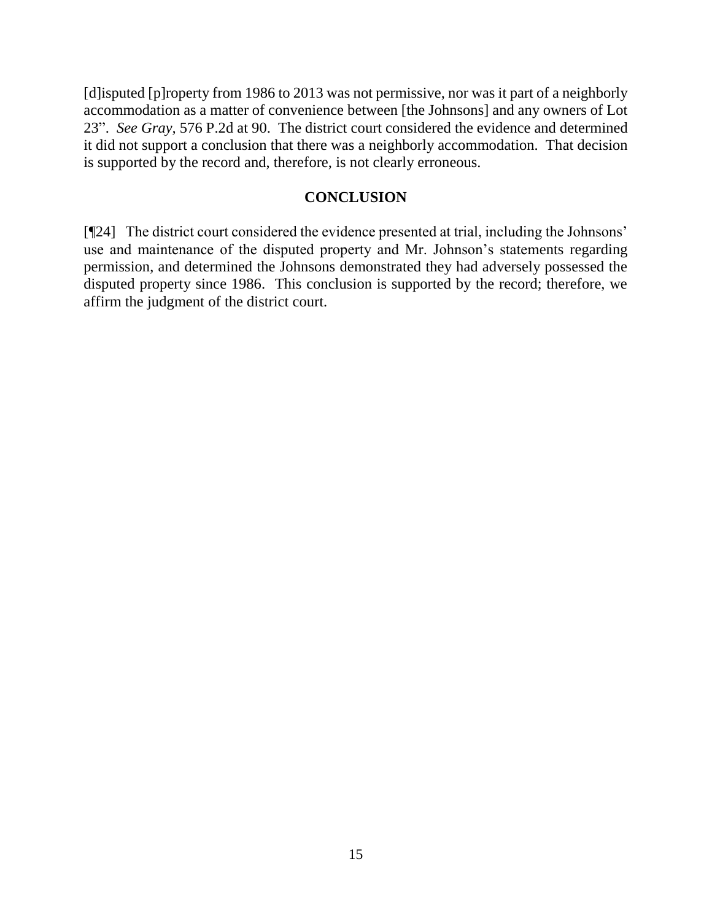[d]isputed [p]roperty from 1986 to 2013 was not permissive, nor was it part of a neighborly accommodation as a matter of convenience between [the Johnsons] and any owners of Lot 23". *See Gray*, 576 P.2d at 90. The district court considered the evidence and determined it did not support a conclusion that there was a neighborly accommodation. That decision is supported by the record and, therefore, is not clearly erroneous.

## CONCLUSION

[¶24] The district court considered the evidence presented at trial, including the Johnsons' use and maintenance of the disputed property and Mr. Johnson's statements regarding permission, and determined the Johnsons demonstrated they had adversely possessed the disputed property since 1986. This conclusion is supported by the record; therefore, we affirm the judgment of the district court.